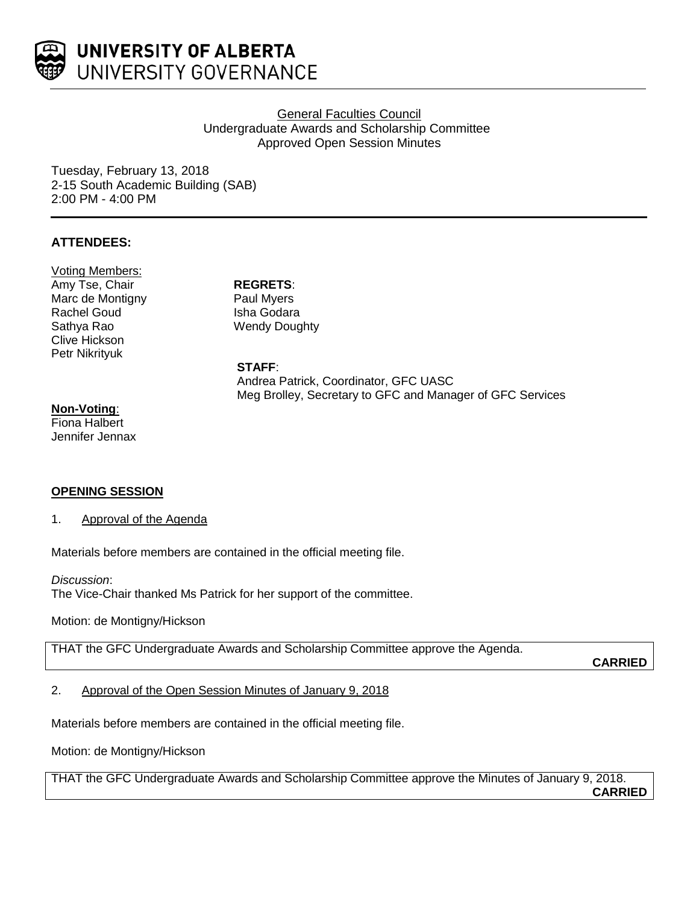**UNIVERSITY OF ALBERTA**
UNIVERSITY GOVERNANCE

General Faculties Council
Undergraduate Awards and Scholarship Committee
Approved Open Session Minutes

Tuesday, February 13, 2018
2-15 South Academic Building (SAB)
2:00 PM - 4:00 PM

---

### ATTENDEES:

Voting Members:
Amy Tse, Chair
Marc de Montigny
Rachel Goud
Sathya Rao
Clive Hickson
Petr Nikrityuk

**REGRETS**:
Paul Myers
Isha Godara
Wendy Doughty

**STAFF**:
Andrea Patrick, Coordinator, GFC UASC
Meg Brolley, Secretary to GFC and Manager of GFC Services

**Non-Voting**:
Fiona Halbert
Jennifer Jennax

### OPENING SESSION

1. Approval of the Agenda

Materials before members are contained in the official meeting file.

*Discussion*:
The Vice-Chair thanked Ms Patrick for her support of the committee.

Motion: de Montigny/Hickson

THAT the GFC Undergraduate Awards and Scholarship Committee approve the Agenda.
**CARRIED**

2. Approval of the Open Session Minutes of January 9, 2018

Materials before members are contained in the official meeting file.

Motion: de Montigny/Hickson

THAT the GFC Undergraduate Awards and Scholarship Committee approve the Minutes of January 9, 2018.
**CARRIED**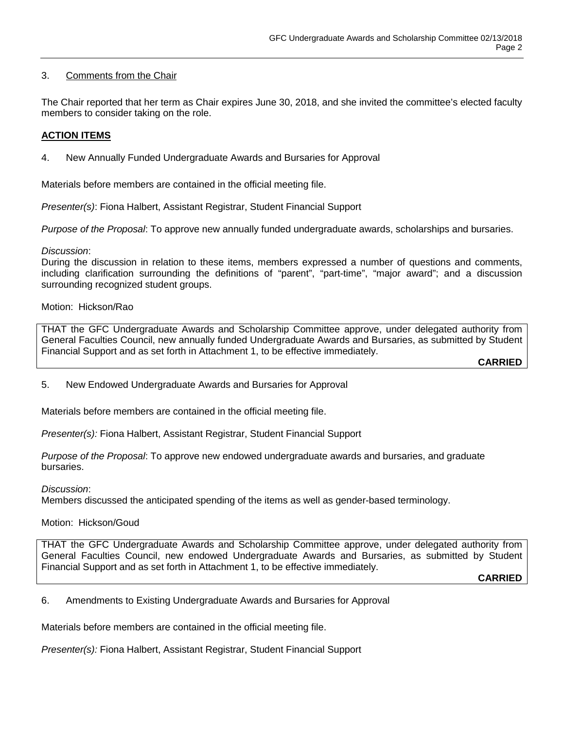3. Comments from the Chair

The Chair reported that her term as Chair expires June 30, 2018, and she invited the committee's elected faculty members to consider taking on the role.

**ACTION ITEMS**

4. New Annually Funded Undergraduate Awards and Bursaries for Approval

Materials before members are contained in the official meeting file.

*Presenter(s)*: Fiona Halbert, Assistant Registrar, Student Financial Support

*Purpose of the Proposal*: To approve new annually funded undergraduate awards, scholarships and bursaries.

*Discussion*:
During the discussion in relation to these items, members expressed a number of questions and comments, including clarification surrounding the definitions of "parent", "part-time", "major award"; and a discussion surrounding recognized student groups.

Motion: Hickson/Rao

THAT the GFC Undergraduate Awards and Scholarship Committee approve, under delegated authority from General Faculties Council, new annually funded Undergraduate Awards and Bursaries, as submitted by Student Financial Support and as set forth in Attachment 1, to be effective immediately.

**CARRIED**

5. New Endowed Undergraduate Awards and Bursaries for Approval

Materials before members are contained in the official meeting file.

*Presenter(s):* Fiona Halbert, Assistant Registrar, Student Financial Support

*Purpose of the Proposal*: To approve new endowed undergraduate awards and bursaries, and graduate bursaries.

*Discussion*:
Members discussed the anticipated spending of the items as well as gender-based terminology.

Motion: Hickson/Goud

THAT the GFC Undergraduate Awards and Scholarship Committee approve, under delegated authority from General Faculties Council, new endowed Undergraduate Awards and Bursaries, as submitted by Student Financial Support and as set forth in Attachment 1, to be effective immediately.

**CARRIED**

6. Amendments to Existing Undergraduate Awards and Bursaries for Approval

Materials before members are contained in the official meeting file.

*Presenter(s):* Fiona Halbert, Assistant Registrar, Student Financial Support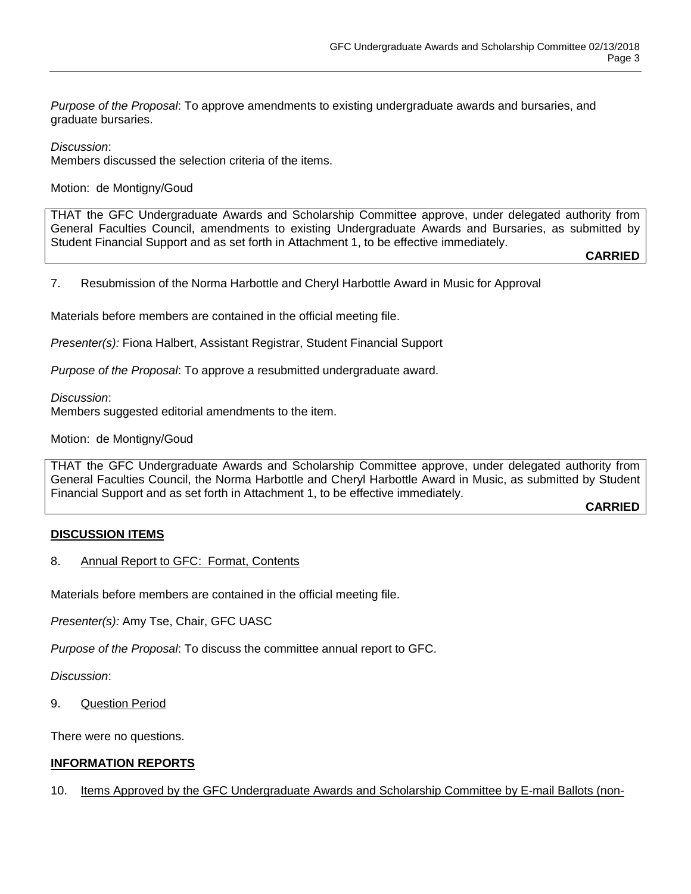*Purpose of the Proposal*: To approve amendments to existing undergraduate awards and bursaries, and graduate bursaries.

*Discussion*:
Members discussed the selection criteria of the items.

Motion: de Montigny/Goud

> THAT the GFC Undergraduate Awards and Scholarship Committee approve, under delegated authority from General Faculties Council, amendments to existing Undergraduate Awards and Bursaries, as submitted by Student Financial Support and as set forth in Attachment 1, to be effective immediately.
>
> **CARRIED**

7. Resubmission of the Norma Harbottle and Cheryl Harbottle Award in Music for Approval

Materials before members are contained in the official meeting file.

*Presenter(s):* Fiona Halbert, Assistant Registrar, Student Financial Support

*Purpose of the Proposal*: To approve a resubmitted undergraduate award.

*Discussion*:
Members suggested editorial amendments to the item.

Motion: de Montigny/Goud

> THAT the GFC Undergraduate Awards and Scholarship Committee approve, under delegated authority from General Faculties Council, the Norma Harbottle and Cheryl Harbottle Award in Music, as submitted by Student Financial Support and as set forth in Attachment 1, to be effective immediately.
>
> **CARRIED**

## DISCUSSION ITEMS

8. Annual Report to GFC: Format, Contents

Materials before members are contained in the official meeting file.

*Presenter(s):* Amy Tse, Chair, GFC UASC

*Purpose of the Proposal*: To discuss the committee annual report to GFC.

*Discussion*:

9. Question Period

There were no questions.

## INFORMATION REPORTS

10. Items Approved by the GFC Undergraduate Awards and Scholarship Committee by E-mail Ballots (non-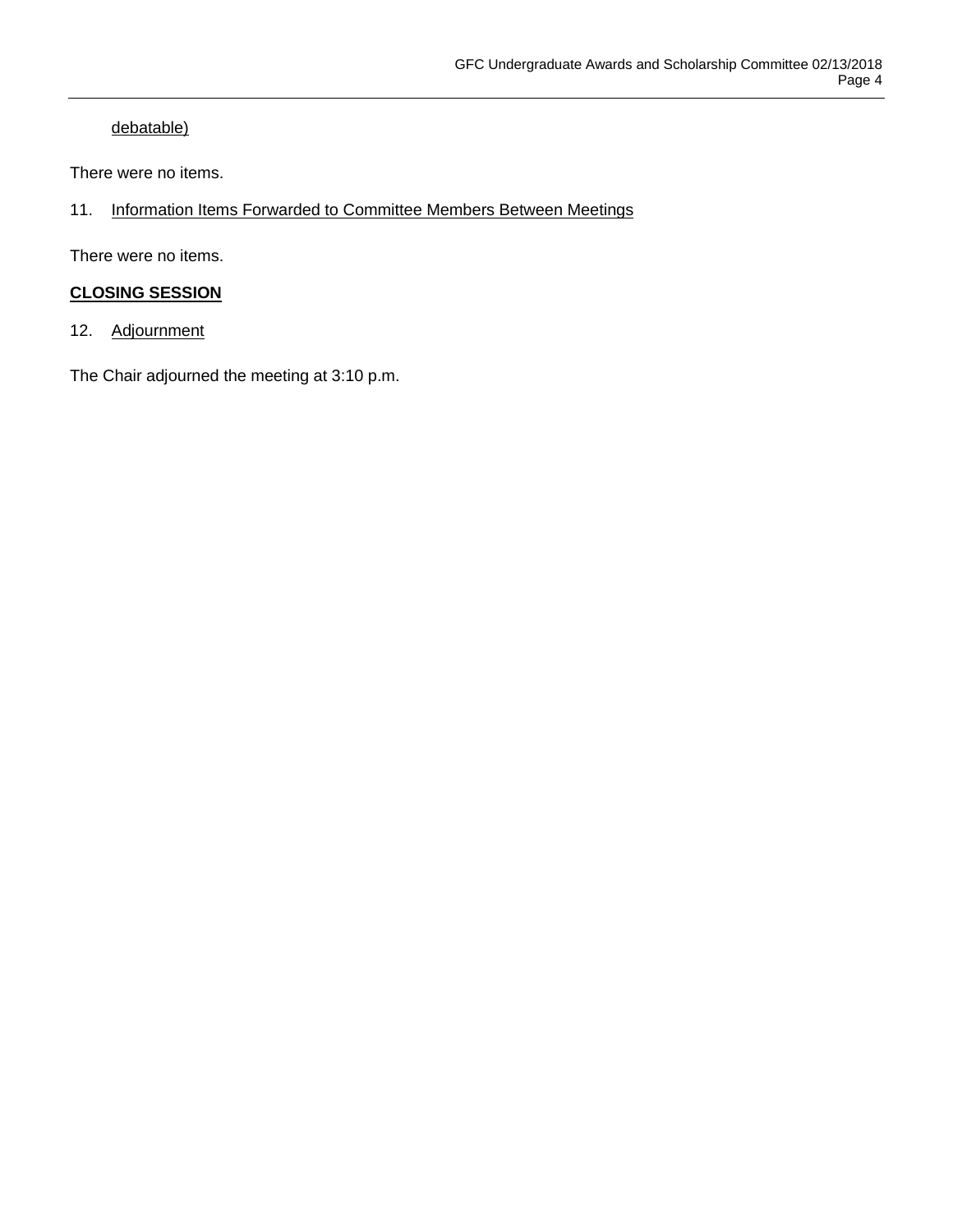debatable)

There were no items.

11. Information Items Forwarded to Committee Members Between Meetings

There were no items.

**CLOSING SESSION**

12. Adjournment

The Chair adjourned the meeting at 3:10 p.m.